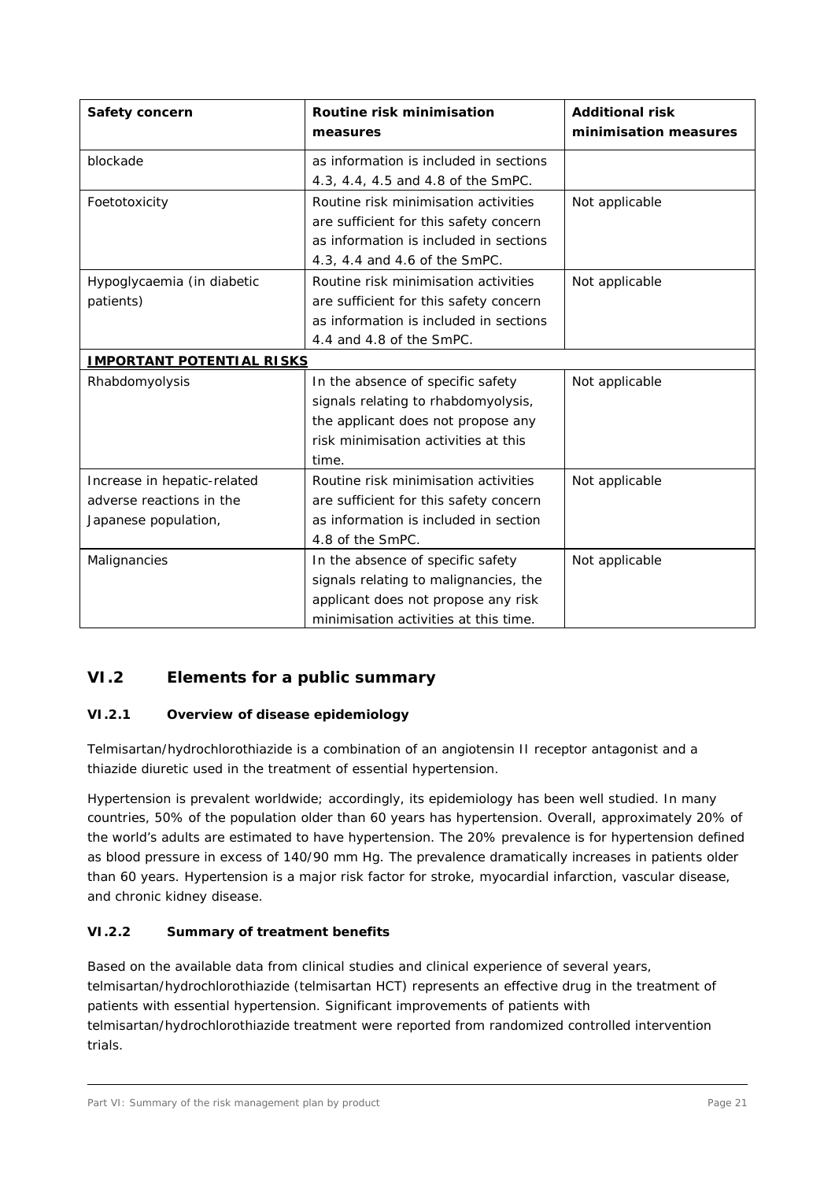| Safety concern | Routine risk minimisation measures | Additional risk minimisation measures |
|---|---|---|
| blockade | as information is included in sections 4.3, 4.4, 4.5 and 4.8 of the SmPC. | |
| Foetotoxicity | Routine risk minimisation activities are sufficient for this safety concern as information is included in sections 4.3, 4.4 and 4.6 of the SmPC. | Not applicable |
| Hypoglycaemia (in diabetic patients) | Routine risk minimisation activities are sufficient for this safety concern as information is included in sections 4.4 and 4.8 of the SmPC. | Not applicable |
| **IMPORTANT POTENTIAL RISKS** | | |
| Rhabdomyolysis | In the absence of specific safety signals relating to rhabdomyolysis, the applicant does not propose any risk minimisation activities at this time. | Not applicable |
| Increase in hepatic-related adverse reactions in the Japanese population, | Routine risk minimisation activities are sufficient for this safety concern as information is included in section 4.8 of the SmPC. | Not applicable |
| Malignancies | In the absence of specific safety signals relating to malignancies, the applicant does not propose any risk minimisation activities at this time. | Not applicable |

## VI.2 Elements for a public summary

### VI.2.1 Overview of disease epidemiology

Telmisartan/hydrochlorothiazide is a combination of an angiotensin II receptor antagonist and a thiazide diuretic used in the treatment of essential hypertension.

Hypertension is prevalent worldwide; accordingly, its epidemiology has been well studied. In many countries, 50% of the population older than 60 years has hypertension. Overall, approximately 20% of the world's adults are estimated to have hypertension. The 20% prevalence is for hypertension defined as blood pressure in excess of 140/90 mm Hg. The prevalence dramatically increases in patients older than 60 years. Hypertension is a major risk factor for stroke, myocardial infarction, vascular disease, and chronic kidney disease.

### VI.2.2 Summary of treatment benefits

Based on the available data from clinical studies and clinical experience of several years, telmisartan/hydrochlorothiazide (telmisartan HCT) represents an effective drug in the treatment of patients with essential hypertension. Significant improvements of patients with telmisartan/hydrochlorothiazide treatment were reported from randomized controlled intervention trials.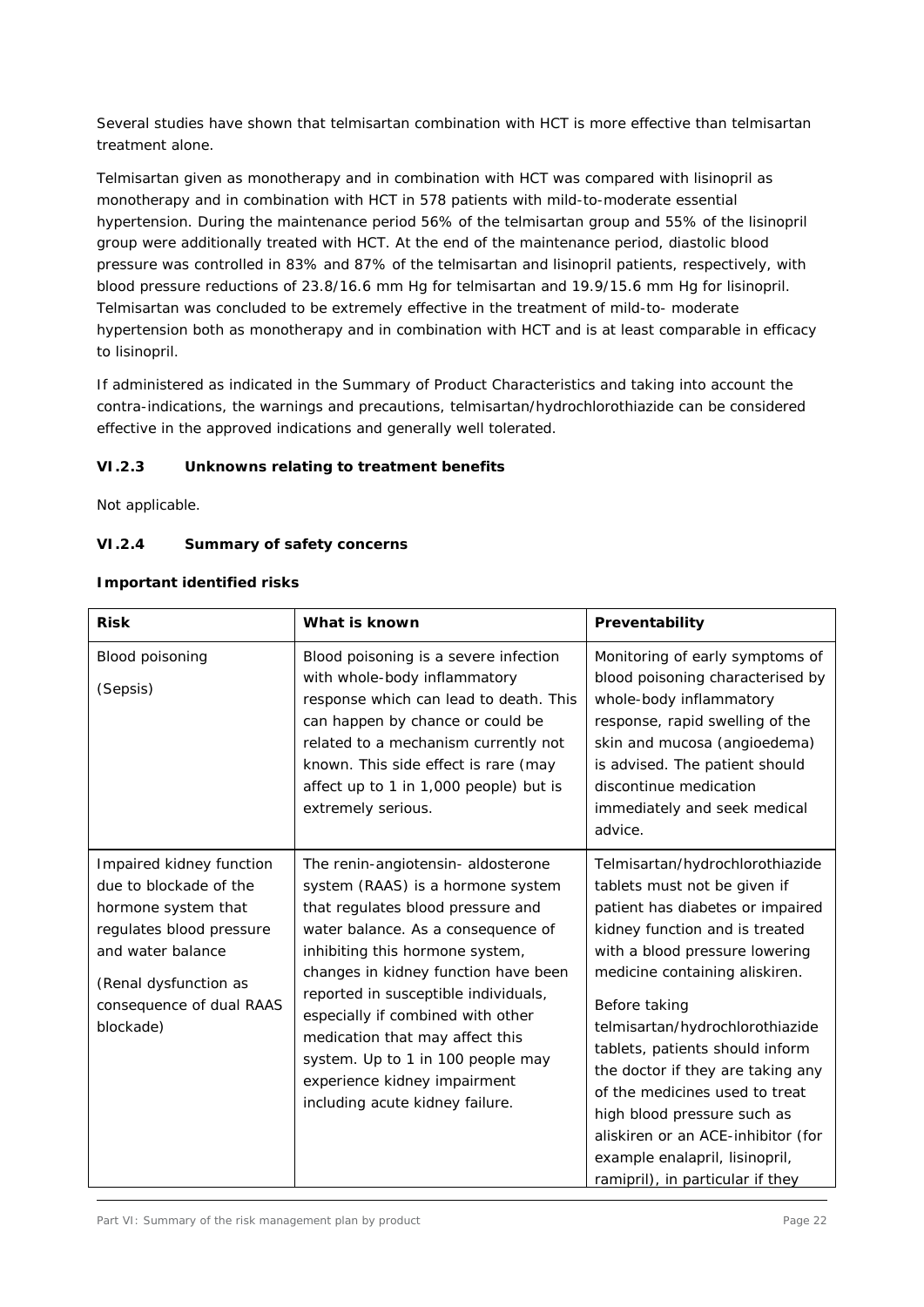Several studies have shown that telmisartan combination with HCT is more effective than telmisartan treatment alone.

Telmisartan given as monotherapy and in combination with HCT was compared with lisinopril as monotherapy and in combination with HCT in 578 patients with mild-to-moderate essential hypertension. During the maintenance period 56% of the telmisartan group and 55% of the lisinopril group were additionally treated with HCT. At the end of the maintenance period, diastolic blood pressure was controlled in 83% and 87% of the telmisartan and lisinopril patients, respectively, with blood pressure reductions of 23.8/16.6 mm Hg for telmisartan and 19.9/15.6 mm Hg for lisinopril. Telmisartan was concluded to be extremely effective in the treatment of mild-to- moderate hypertension both as monotherapy and in combination with HCT and is at least comparable in efficacy to lisinopril.

If administered as indicated in the Summary of Product Characteristics and taking into account the contra-indications, the warnings and precautions, telmisartan/hydrochlorothiazide can be considered effective in the approved indications and generally well tolerated.

### VI.2.3 Unknowns relating to treatment benefits

Not applicable.

### VI.2.4 Summary of safety concerns

**Important identified risks**

| Risk | What is known | Preventability |
|---|---|---|
| Blood poisoning<br><br>(Sepsis) | Blood poisoning is a severe infection with whole-body inflammatory response which can lead to death. This can happen by chance or could be related to a mechanism currently not known. This side effect is rare (may affect up to 1 in 1,000 people) but is extremely serious. | Monitoring of early symptoms of blood poisoning characterised by whole-body inflammatory response, rapid swelling of the skin and mucosa (angioedema) is advised. The patient should discontinue medication immediately and seek medical advice. |
| Impaired kidney function due to blockade of the hormone system that regulates blood pressure and water balance<br><br>(Renal dysfunction as consequence of dual RAAS blockade) | The renin-angiotensin- aldosterone system (RAAS) is a hormone system that regulates blood pressure and water balance. As a consequence of inhibiting this hormone system, changes in kidney function have been reported in susceptible individuals, especially if combined with other medication that may affect this system. Up to 1 in 100 people may experience kidney impairment including acute kidney failure. | Telmisartan/hydrochlorothiazide tablets must not be given if patient has diabetes or impaired kidney function and is treated with a blood pressure lowering medicine containing aliskiren.<br><br>Before taking telmisartan/hydrochlorothiazide tablets, patients should inform the doctor if they are taking any of the medicines used to treat high blood pressure such as aliskiren or an ACE-inhibitor (for example enalapril, lisinopril, ramipril), in particular if they |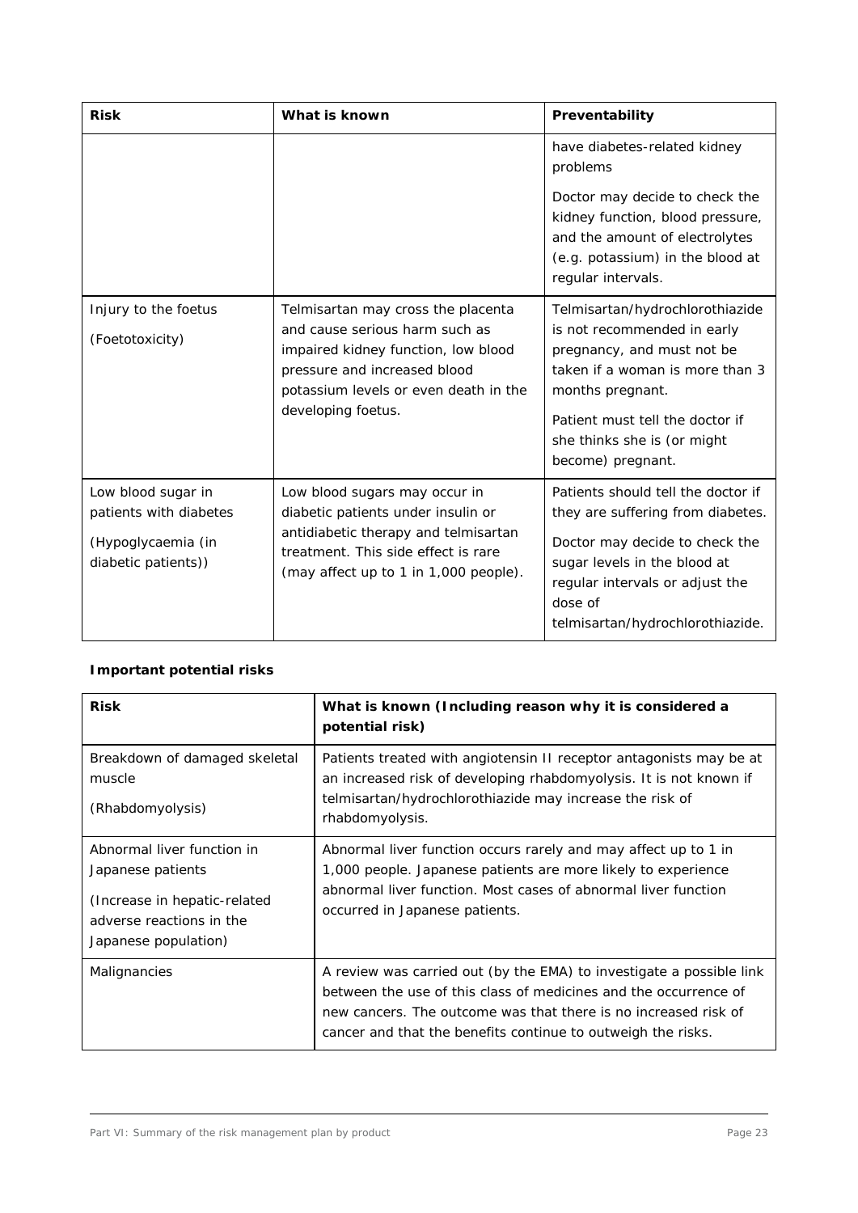| Risk | What is known | Preventability |
|---|---|---|
| | | have diabetes-related kidney problems<br><br>Doctor may decide to check the kidney function, blood pressure, and the amount of electrolytes (e.g. potassium) in the blood at regular intervals. |
| Injury to the foetus<br><br>(Foetotoxicity) | Telmisartan may cross the placenta and cause serious harm such as impaired kidney function, low blood pressure and increased blood potassium levels or even death in the developing foetus. | Telmisartan/hydrochlorothiazide is not recommended in early pregnancy, and must not be taken if a woman is more than 3 months pregnant.<br><br>Patient must tell the doctor if she thinks she is (or might become) pregnant. |
| Low blood sugar in patients with diabetes<br><br>(Hypoglycaemia (in diabetic patients)) | Low blood sugars may occur in diabetic patients under insulin or antidiabetic therapy and telmisartan treatment. This side effect is rare (may affect up to 1 in 1,000 people). | Patients should tell the doctor if they are suffering from diabetes.<br><br>Doctor may decide to check the sugar levels in the blood at regular intervals or adjust the dose of telmisartan/hydrochlorothiazide. |

**Important potential risks**

| Risk | What is known (Including reason why it is considered a potential risk) |
|---|---|
| Breakdown of damaged skeletal muscle<br><br>(Rhabdomyolysis) | Patients treated with angiotensin II receptor antagonists may be at an increased risk of developing rhabdomyolysis. It is not known if telmisartan/hydrochlorothiazide may increase the risk of rhabdomyolysis. |
| Abnormal liver function in Japanese patients<br><br>(Increase in hepatic-related adverse reactions in the Japanese population) | Abnormal liver function occurs rarely and may affect up to 1 in 1,000 people. Japanese patients are more likely to experience abnormal liver function. Most cases of abnormal liver function occurred in Japanese patients. |
| Malignancies | A review was carried out (by the EMA) to investigate a possible link between the use of this class of medicines and the occurrence of new cancers. The outcome was that there is no increased risk of cancer and that the benefits continue to outweigh the risks. |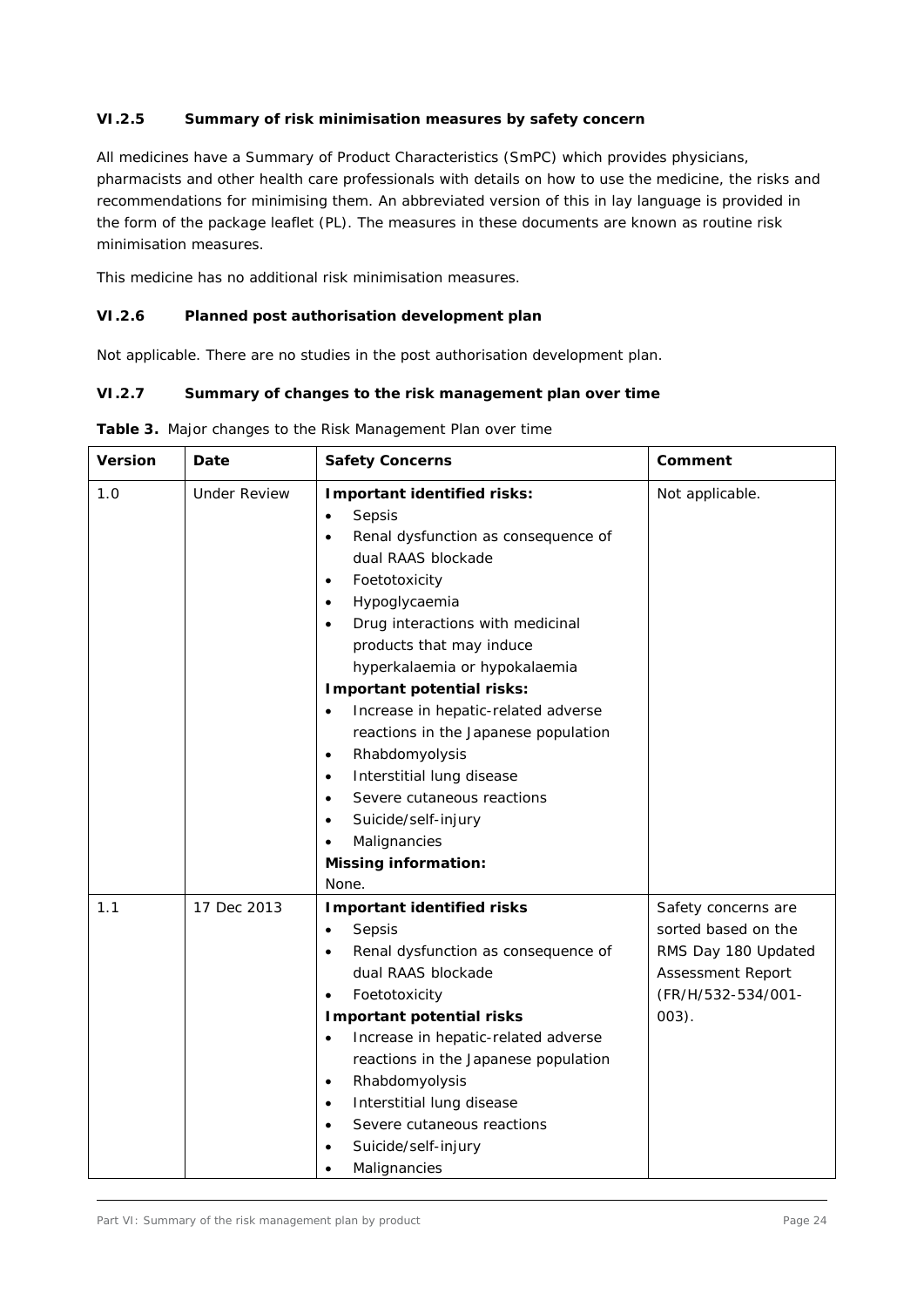### VI.2.5 Summary of risk minimisation measures by safety concern

All medicines have a Summary of Product Characteristics (SmPC) which provides physicians, pharmacists and other health care professionals with details on how to use the medicine, the risks and recommendations for minimising them. An abbreviated version of this in lay language is provided in the form of the package leaflet (PL). The measures in these documents are known as routine risk minimisation measures.

This medicine has no additional risk minimisation measures.

### VI.2.6 Planned post authorisation development plan

Not applicable. There are no studies in the post authorisation development plan.

### VI.2.7 Summary of changes to the risk management plan over time

**Table 3.** Major changes to the Risk Management Plan over time

| Version | Date | Safety Concerns | Comment |
|---|---|---|---|
| 1.0 | Under Review | **Important identified risks:**<br>• Sepsis<br>• Renal dysfunction as consequence of dual RAAS blockade<br>• Foetotoxicity<br>• Hypoglycaemia<br>• Drug interactions with medicinal products that may induce hyperkalaemia or hypokalaemia<br>**Important potential risks:**<br>• Increase in hepatic-related adverse reactions in the Japanese population<br>• Rhabdomyolysis<br>• Interstitial lung disease<br>• Severe cutaneous reactions<br>• Suicide/self-injury<br>• Malignancies<br>**Missing information:**<br>None. | Not applicable. |
| 1.1 | 17 Dec 2013 | **Important identified risks**<br>• Sepsis<br>• Renal dysfunction as consequence of dual RAAS blockade<br>• Foetotoxicity<br>**Important potential risks**<br>• Increase in hepatic-related adverse reactions in the Japanese population<br>• Rhabdomyolysis<br>• Interstitial lung disease<br>• Severe cutaneous reactions<br>• Suicide/self-injury<br>• Malignancies | Safety concerns are sorted based on the RMS Day 180 Updated Assessment Report (FR/H/532-534/001-003). |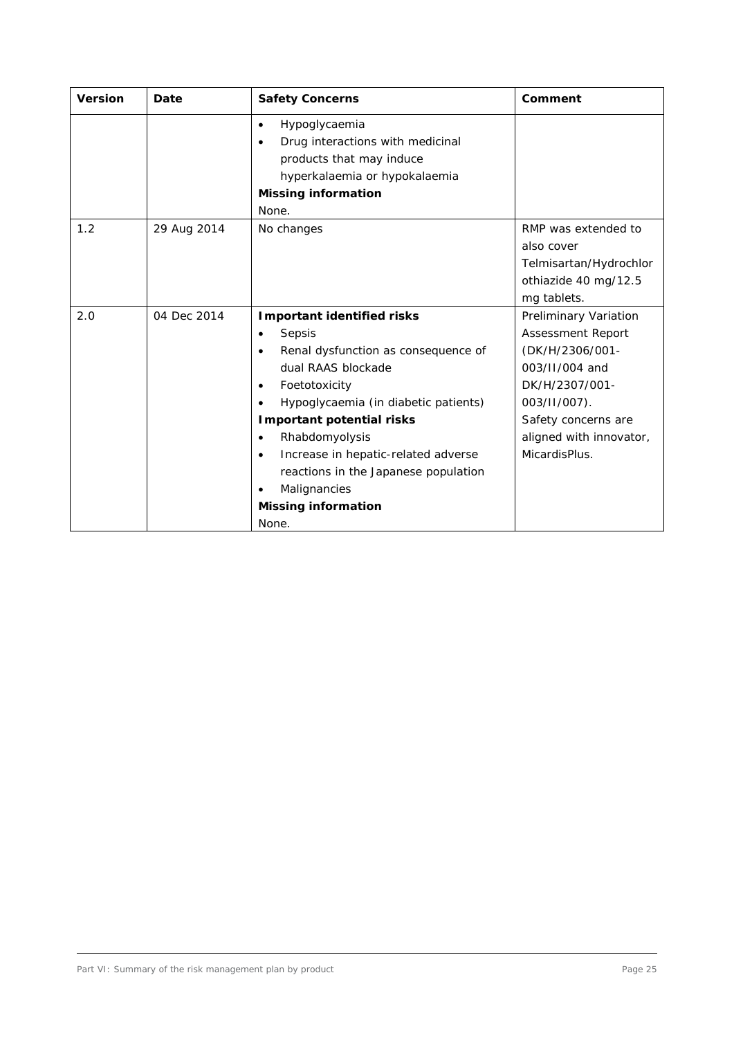| Version | Date | Safety Concerns | Comment |
|---|---|---|---|
| | | • Hypoglycaemia<br>• Drug interactions with medicinal products that may induce hyperkalaemia or hypokalaemia<br>**Missing information**<br>None. | |
| 1.2 | 29 Aug 2014 | No changes | RMP was extended to also cover Telmisartan/Hydrochlorothiazide 40 mg/12.5 mg tablets. |
| 2.0 | 04 Dec 2014 | **Important identified risks**<br>• Sepsis<br>• Renal dysfunction as consequence of dual RAAS blockade<br>• Foetotoxicity<br>• Hypoglycaemia (in diabetic patients)<br>**Important potential risks**<br>• Rhabdomyolysis<br>• Increase in hepatic-related adverse reactions in the Japanese population<br>• Malignancies<br>**Missing information**<br>None. | Preliminary Variation Assessment Report (DK/H/2306/001-003/II/004 and DK/H/2307/001-003/II/007).<br>Safety concerns are aligned with innovator, MicardisPlus. |